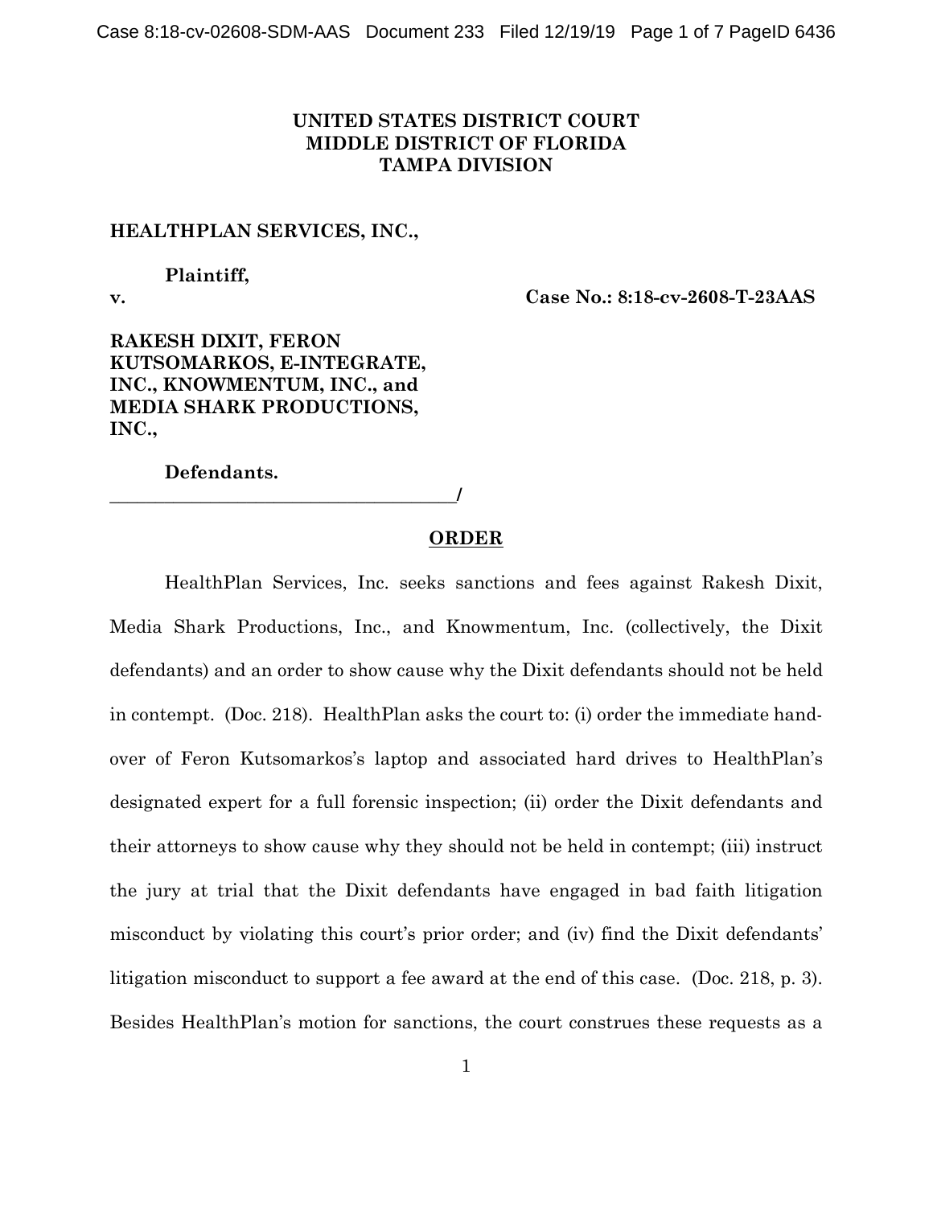**UNITED STATES DISTRICT COURT**
**MIDDLE DISTRICT OF FLORIDA**
**TAMPA DIVISION**

**HEALTHPLAN SERVICES, INC.,**

**Plaintiff,**

**v.** **Case No.: 8:18-cv-2608-T-23AAS**

**RAKESH DIXIT, FERON KUTSOMARKOS, E-INTEGRATE, INC., KNOWMENTUM, INC., and MEDIA SHARK PRODUCTIONS, INC.,**

**Defendants.**
______________________________________/

**ORDER**

HealthPlan Services, Inc. seeks sanctions and fees against Rakesh Dixit, Media Shark Productions, Inc., and Knowmentum, Inc. (collectively, the Dixit defendants) and an order to show cause why the Dixit defendants should not be held in contempt. (Doc. 218). HealthPlan asks the court to: (i) order the immediate hand-over of Feron Kutsomarkos's laptop and associated hard drives to HealthPlan's designated expert for a full forensic inspection; (ii) order the Dixit defendants and their attorneys to show cause why they should not be held in contempt; (iii) instruct the jury at trial that the Dixit defendants have engaged in bad faith litigation misconduct by violating this court's prior order; and (iv) find the Dixit defendants' litigation misconduct to support a fee award at the end of this case. (Doc. 218, p. 3). Besides HealthPlan's motion for sanctions, the court construes these requests as a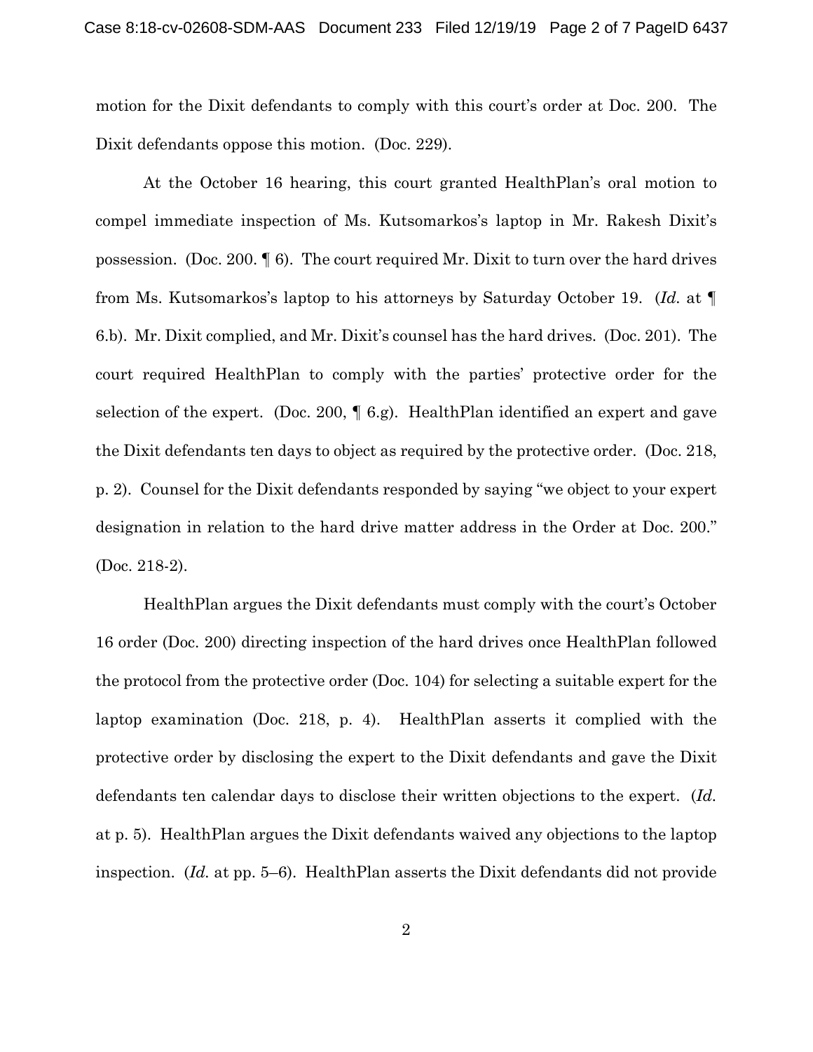motion for the Dixit defendants to comply with this court's order at Doc. 200. The Dixit defendants oppose this motion. (Doc. 229).

At the October 16 hearing, this court granted HealthPlan's oral motion to compel immediate inspection of Ms. Kutsomarkos's laptop in Mr. Rakesh Dixit's possession. (Doc. 200. ¶ 6). The court required Mr. Dixit to turn over the hard drives from Ms. Kutsomarkos's laptop to his attorneys by Saturday October 19. (*Id.* at ¶ 6.b). Mr. Dixit complied, and Mr. Dixit's counsel has the hard drives. (Doc. 201). The court required HealthPlan to comply with the parties' protective order for the selection of the expert. (Doc. 200, ¶ 6.g). HealthPlan identified an expert and gave the Dixit defendants ten days to object as required by the protective order. (Doc. 218, p. 2). Counsel for the Dixit defendants responded by saying "we object to your expert designation in relation to the hard drive matter address in the Order at Doc. 200." (Doc. 218-2).

HealthPlan argues the Dixit defendants must comply with the court's October 16 order (Doc. 200) directing inspection of the hard drives once HealthPlan followed the protocol from the protective order (Doc. 104) for selecting a suitable expert for the laptop examination (Doc. 218, p. 4). HealthPlan asserts it complied with the protective order by disclosing the expert to the Dixit defendants and gave the Dixit defendants ten calendar days to disclose their written objections to the expert. (*Id.* at p. 5). HealthPlan argues the Dixit defendants waived any objections to the laptop inspection. (*Id.* at pp. 5–6). HealthPlan asserts the Dixit defendants did not provide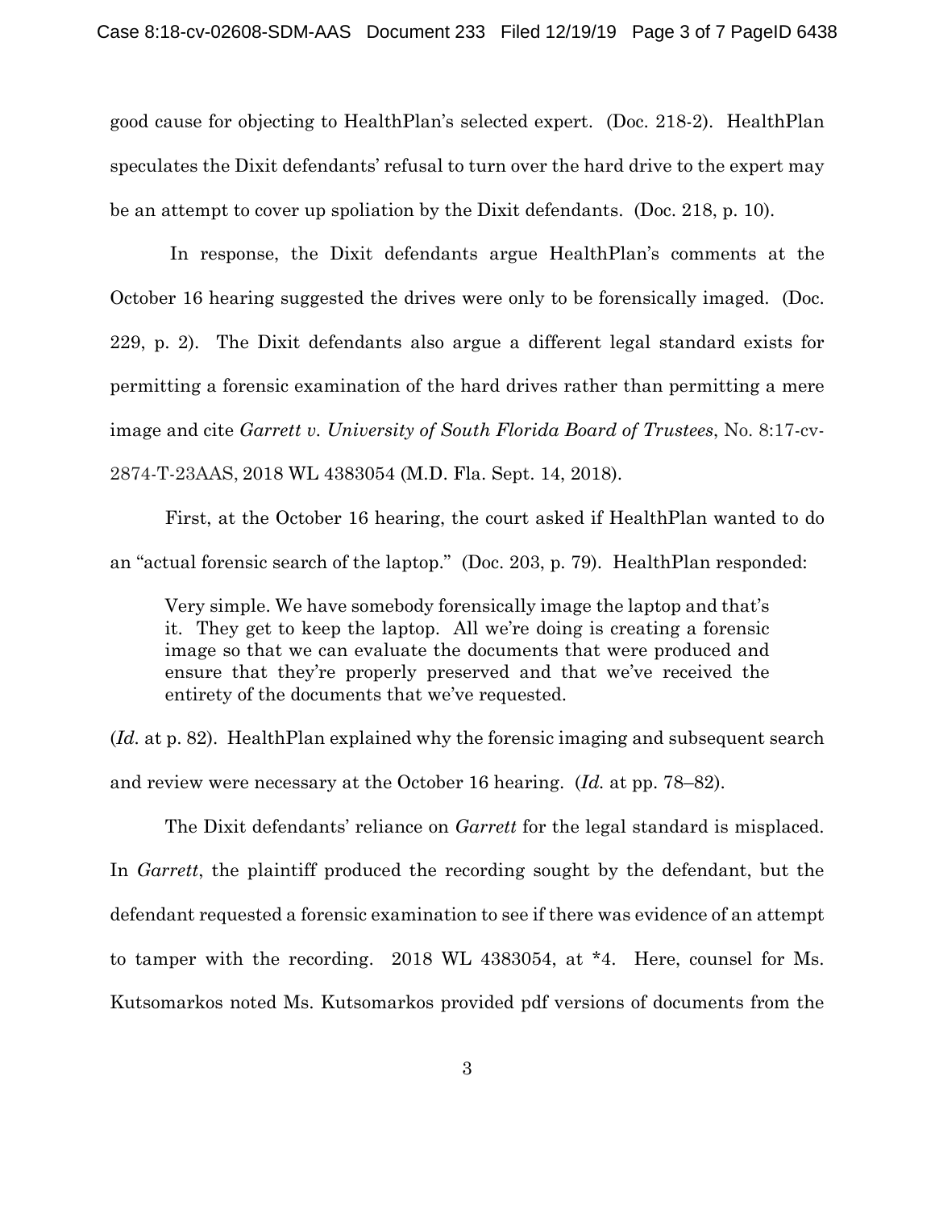good cause for objecting to HealthPlan's selected expert. (Doc. 218-2). HealthPlan speculates the Dixit defendants' refusal to turn over the hard drive to the expert may be an attempt to cover up spoliation by the Dixit defendants. (Doc. 218, p. 10).

In response, the Dixit defendants argue HealthPlan's comments at the October 16 hearing suggested the drives were only to be forensically imaged. (Doc. 229, p. 2). The Dixit defendants also argue a different legal standard exists for permitting a forensic examination of the hard drives rather than permitting a mere image and cite *Garrett v. University of South Florida Board of Trustees*, No. 8:17-cv-2874-T-23AAS, 2018 WL 4383054 (M.D. Fla. Sept. 14, 2018).

First, at the October 16 hearing, the court asked if HealthPlan wanted to do an "actual forensic search of the laptop." (Doc. 203, p. 79). HealthPlan responded:

> Very simple. We have somebody forensically image the laptop and that's it. They get to keep the laptop. All we're doing is creating a forensic image so that we can evaluate the documents that were produced and ensure that they're properly preserved and that we've received the entirety of the documents that we've requested.

(*Id.* at p. 82). HealthPlan explained why the forensic imaging and subsequent search and review were necessary at the October 16 hearing. (*Id.* at pp. 78–82).

The Dixit defendants' reliance on *Garrett* for the legal standard is misplaced. In *Garrett*, the plaintiff produced the recording sought by the defendant, but the defendant requested a forensic examination to see if there was evidence of an attempt to tamper with the recording. 2018 WL 4383054, at *4. Here, counsel for Ms. Kutsomarkos noted Ms. Kutsomarkos provided pdf versions of documents from the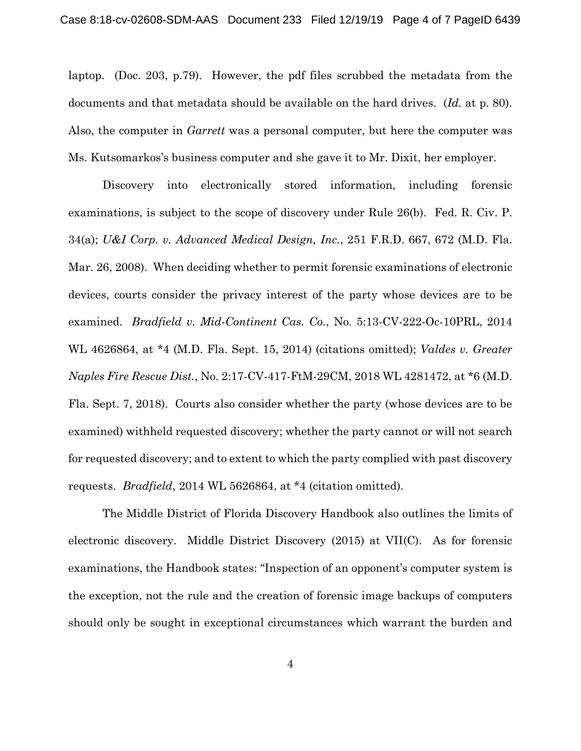laptop. (Doc. 203, p.79). However, the pdf files scrubbed the metadata from the documents and that metadata should be available on the hard drives. (*Id.* at p. 80). Also, the computer in *Garrett* was a personal computer, but here the computer was Ms. Kutsomarkos's business computer and she gave it to Mr. Dixit, her employer.

Discovery into electronically stored information, including forensic examinations, is subject to the scope of discovery under Rule 26(b). Fed. R. Civ. P. 34(a); *U&I Corp. v. Advanced Medical Design, Inc.*, 251 F.R.D. 667, 672 (M.D. Fla. Mar. 26, 2008). When deciding whether to permit forensic examinations of electronic devices, courts consider the privacy interest of the party whose devices are to be examined. *Bradfield v. Mid-Continent Cas. Co.*, No. 5:13-CV-222-Oc-10PRL, 2014 WL 4626864, at *4 (M.D. Fla. Sept. 15, 2014) (citations omitted); *Valdes v. Greater Naples Fire Rescue Dist.*, No. 2:17-CV-417-FtM-29CM, 2018 WL 4281472, at *6 (M.D. Fla. Sept. 7, 2018). Courts also consider whether the party (whose devices are to be examined) withheld requested discovery; whether the party cannot or will not search for requested discovery; and to extent to which the party complied with past discovery requests. *Bradfield*, 2014 WL 5626864, at *4 (citation omitted).

The Middle District of Florida Discovery Handbook also outlines the limits of electronic discovery. Middle District Discovery (2015) at VII(C). As for forensic examinations, the Handbook states: "Inspection of an opponent's computer system is the exception, not the rule and the creation of forensic image backups of computers should only be sought in exceptional circumstances which warrant the burden and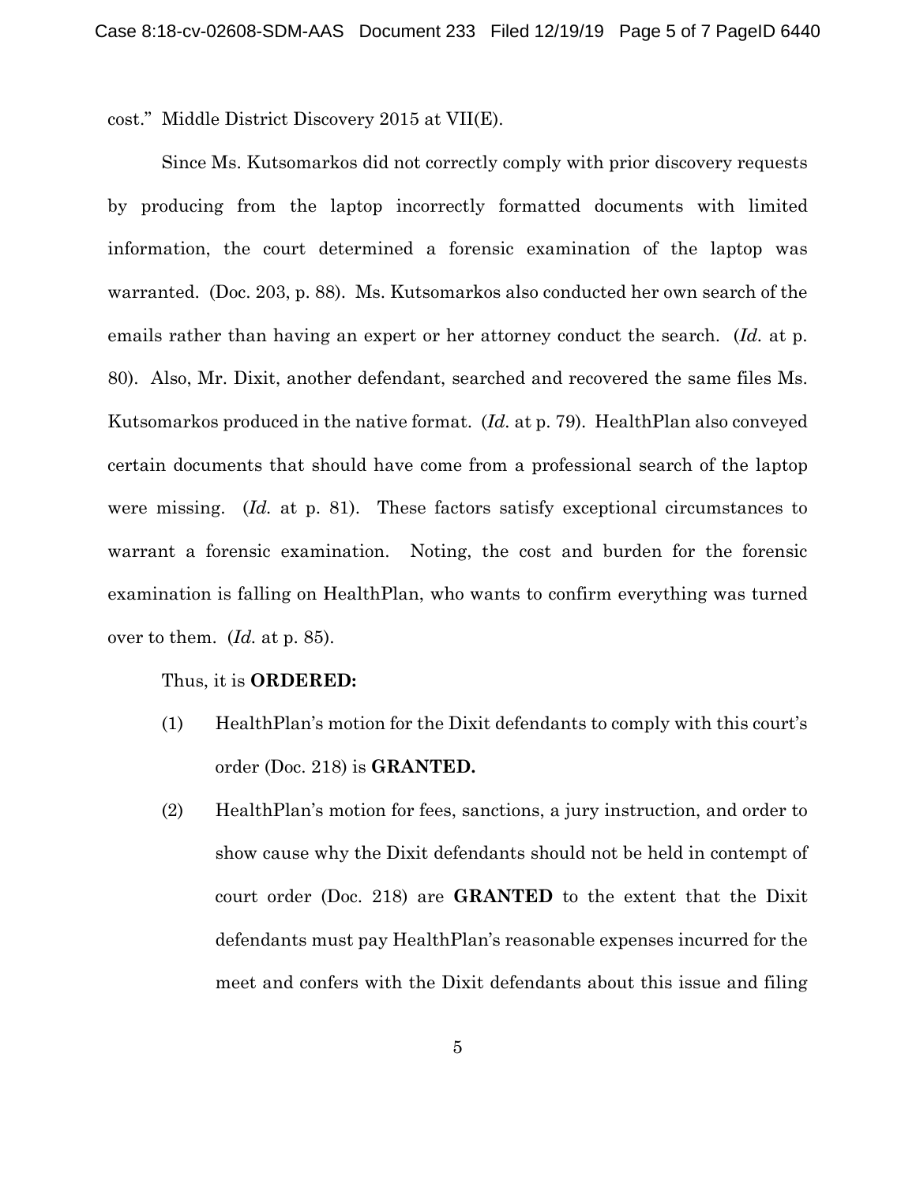cost." Middle District Discovery 2015 at VII(E).

Since Ms. Kutsomarkos did not correctly comply with prior discovery requests by producing from the laptop incorrectly formatted documents with limited information, the court determined a forensic examination of the laptop was warranted. (Doc. 203, p. 88). Ms. Kutsomarkos also conducted her own search of the emails rather than having an expert or her attorney conduct the search. (*Id.* at p. 80). Also, Mr. Dixit, another defendant, searched and recovered the same files Ms. Kutsomarkos produced in the native format. (*Id.* at p. 79). HealthPlan also conveyed certain documents that should have come from a professional search of the laptop were missing. (*Id.* at p. 81). These factors satisfy exceptional circumstances to warrant a forensic examination. Noting, the cost and burden for the forensic examination is falling on HealthPlan, who wants to confirm everything was turned over to them. (*Id.* at p. 85).

Thus, it is **ORDERED:**

(1) HealthPlan's motion for the Dixit defendants to comply with this court's order (Doc. 218) is **GRANTED.**

(2) HealthPlan's motion for fees, sanctions, a jury instruction, and order to show cause why the Dixit defendants should not be held in contempt of court order (Doc. 218) are **GRANTED** to the extent that the Dixit defendants must pay HealthPlan's reasonable expenses incurred for the meet and confers with the Dixit defendants about this issue and filing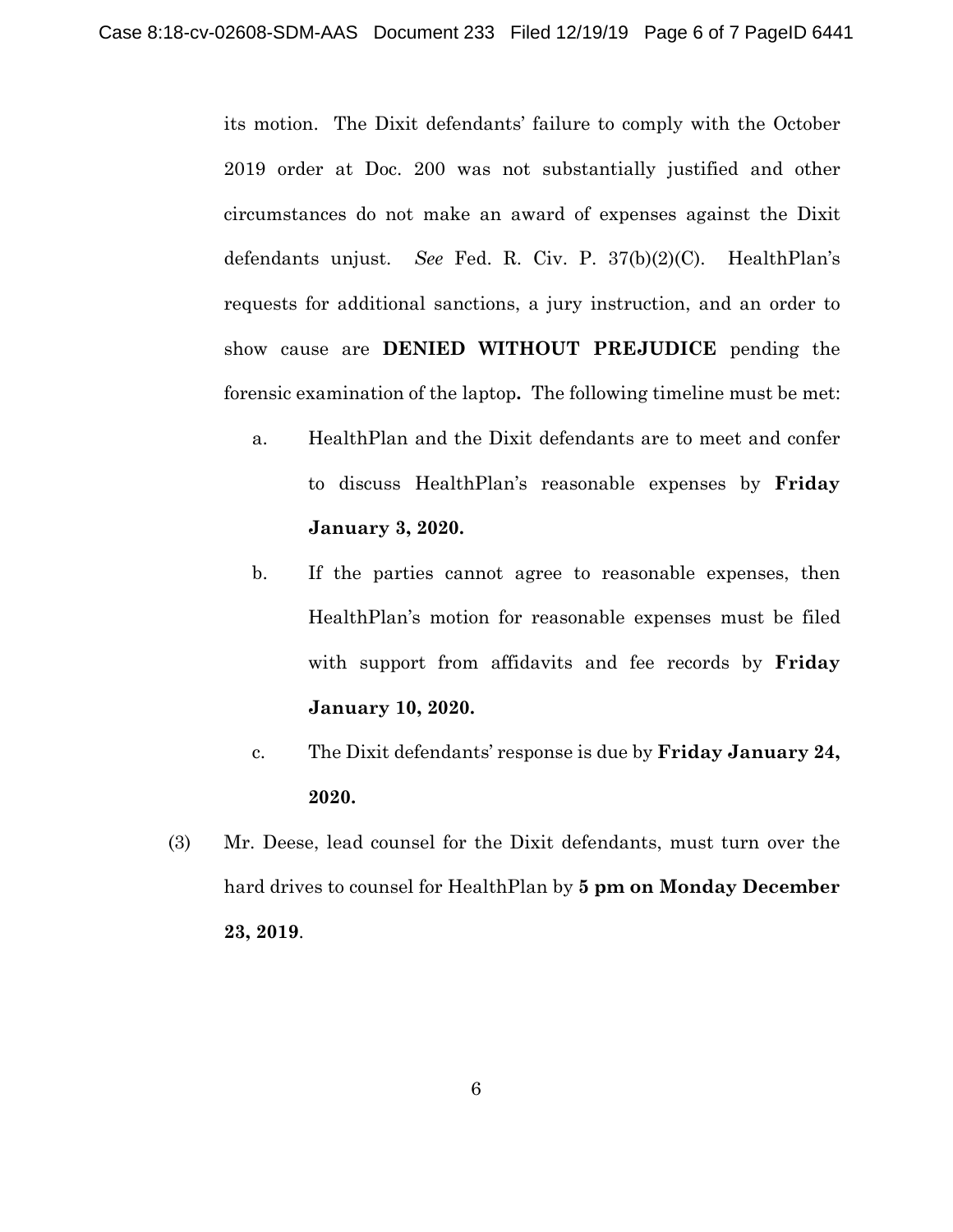its motion. The Dixit defendants' failure to comply with the October 2019 order at Doc. 200 was not substantially justified and other circumstances do not make an award of expenses against the Dixit defendants unjust. *See* Fed. R. Civ. P. 37(b)(2)(C). HealthPlan's requests for additional sanctions, a jury instruction, and an order to show cause are **DENIED WITHOUT PREJUDICE** pending the forensic examination of the laptop**.** The following timeline must be met:

a. HealthPlan and the Dixit defendants are to meet and confer to discuss HealthPlan's reasonable expenses by **Friday January 3, 2020.**

b. If the parties cannot agree to reasonable expenses, then HealthPlan's motion for reasonable expenses must be filed with support from affidavits and fee records by **Friday January 10, 2020.**

c. The Dixit defendants' response is due by **Friday January 24, 2020.**

(3) Mr. Deese, lead counsel for the Dixit defendants, must turn over the hard drives to counsel for HealthPlan by **5 pm on Monday December 23, 2019**.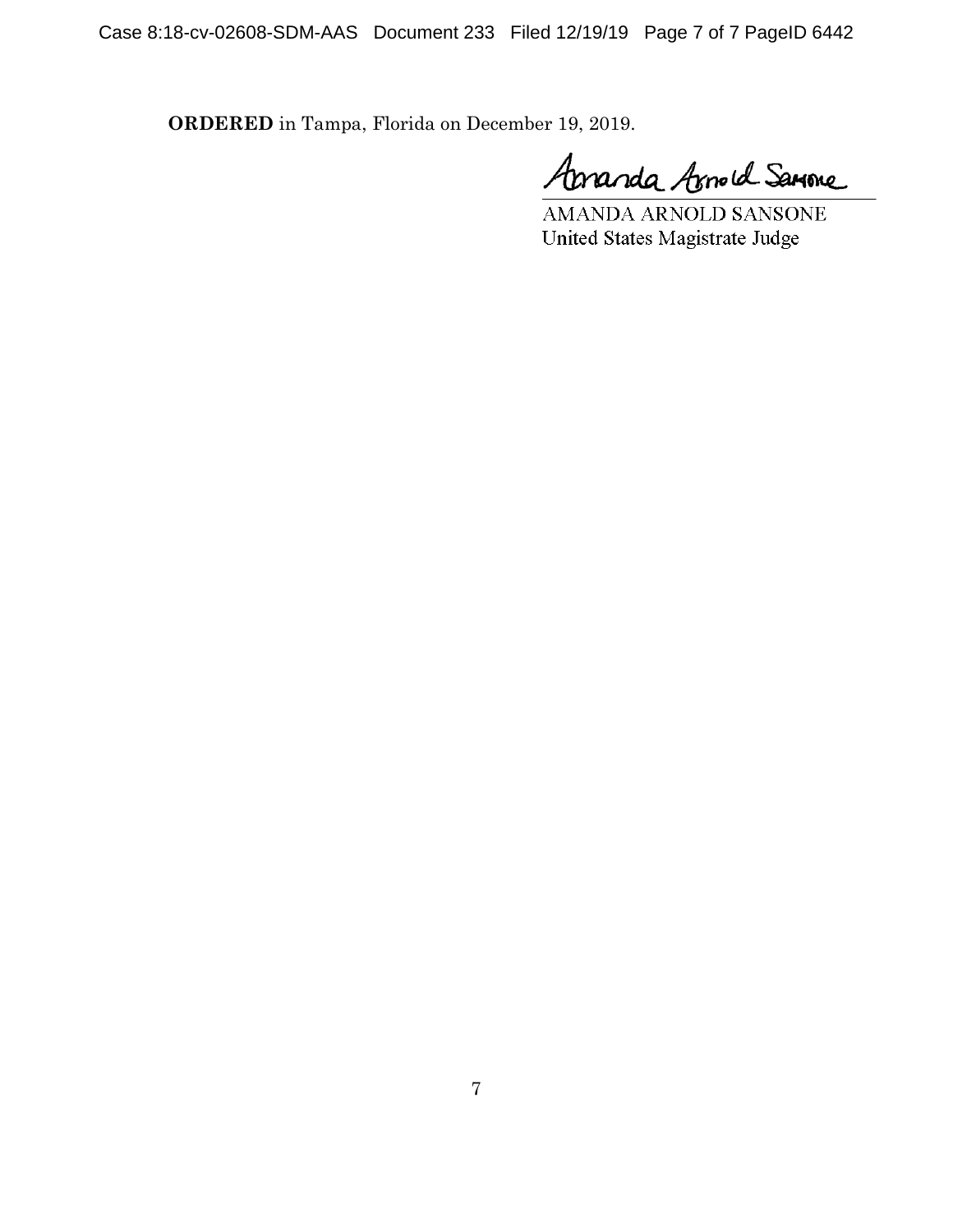**ORDERED** in Tampa, Florida on December 19, 2019.

AMANDA ARNOLD SANSONE
United States Magistrate Judge